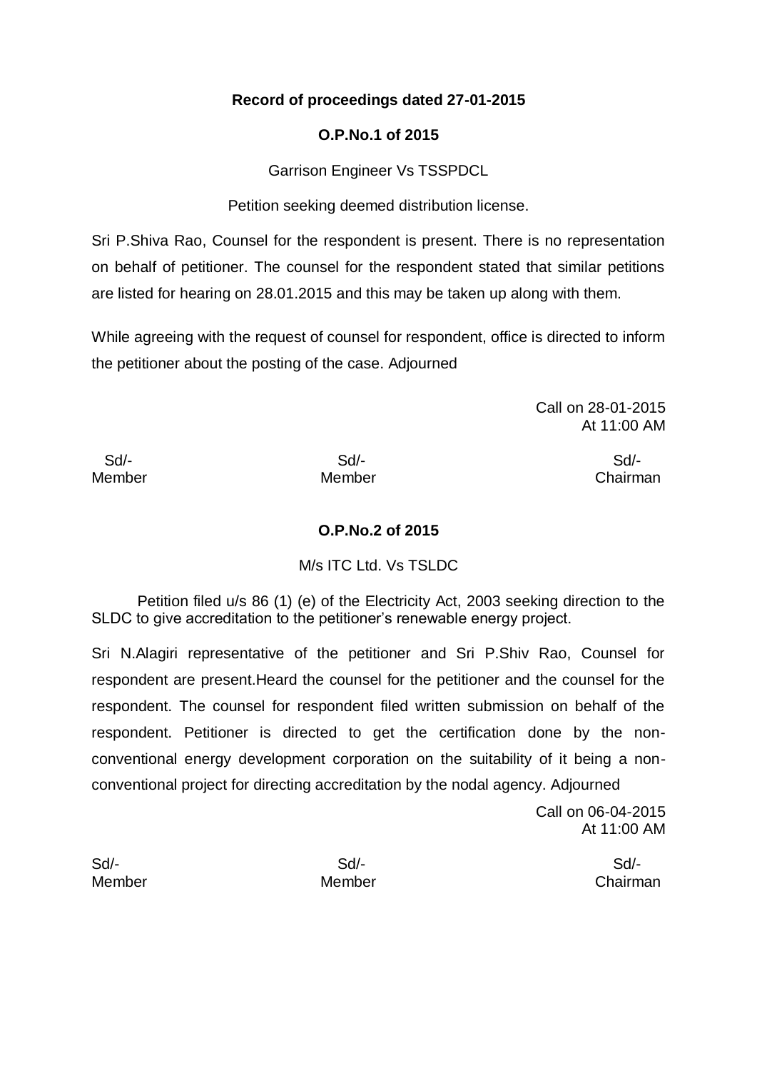**Record of proceedings dated 27-01-2015**

**O.P.No.1 of 2015**

Garrison Engineer Vs TSSPDCL

Petition seeking deemed distribution license.

Sri P.Shiva Rao, Counsel for the respondent is present. There is no representation on behalf of petitioner. The counsel for the respondent stated that similar petitions are listed for hearing on 28.01.2015 and this may be taken up along with them.

While agreeing with the request of counsel for respondent, office is directed to inform the petitioner about the posting of the case. Adjourned

Call on 28-01-2015
At 11:00 AM

| Sd/- | Sd/- | Sd/- |
|---|---|---|
| Member | Member | Chairman |

**O.P.No.2 of 2015**

M/s ITC Ltd. Vs TSLDC

Petition filed u/s 86 (1) (e) of the Electricity Act, 2003 seeking direction to the SLDC to give accreditation to the petitioner's renewable energy project.

Sri N.Alagiri representative of the petitioner and Sri P.Shiv Rao, Counsel for respondent are present.Heard the counsel for the petitioner and the counsel for the respondent. The counsel for respondent filed written submission on behalf of the respondent. Petitioner is directed to get the certification done by the non-conventional energy development corporation on the suitability of it being a non-conventional project for directing accreditation by the nodal agency. Adjourned

Call on 06-04-2015
At 11:00 AM

| Sd/- | Sd/- | Sd/- |
|---|---|---|
| Member | Member | Chairman |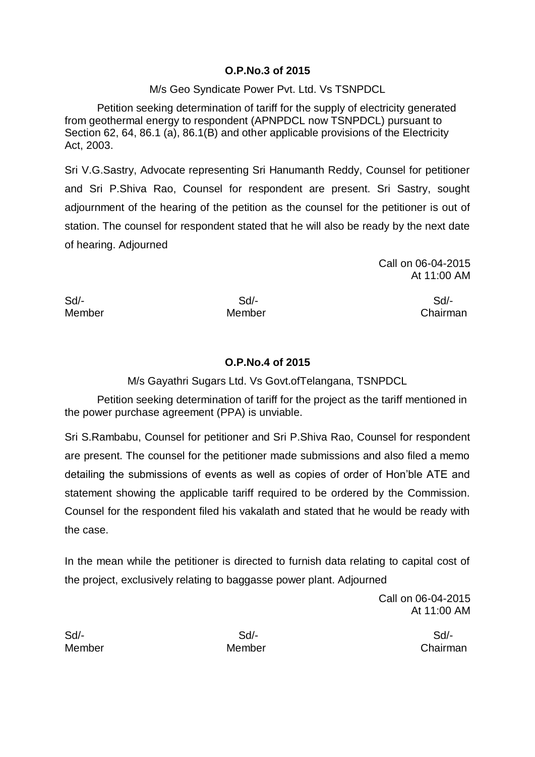**O.P.No.3 of 2015**

M/s Geo Syndicate Power Pvt. Ltd. Vs TSNPDCL

Petition seeking determination of tariff for the supply of electricity generated from geothermal energy to respondent (APNPDCL now TSNPDCL) pursuant to Section 62, 64, 86.1 (a), 86.1(B) and other applicable provisions of the Electricity Act, 2003.

Sri V.G.Sastry, Advocate representing Sri Hanumanth Reddy, Counsel for petitioner and Sri P.Shiva Rao, Counsel for respondent are present. Sri Sastry, sought adjournment of the hearing of the petition as the counsel for the petitioner is out of station. The counsel for respondent stated that he will also be ready by the next date of hearing. Adjourned

Call on 06-04-2015
At 11:00 AM

| Sd/- | Sd/- | Sd/- |
|---|---|---|
| Member | Member | Chairman |

**O.P.No.4 of 2015**

M/s Gayathri Sugars Ltd. Vs Govt.ofTelangana, TSNPDCL

Petition seeking determination of tariff for the project as the tariff mentioned in the power purchase agreement (PPA) is unviable.

Sri S.Rambabu, Counsel for petitioner and Sri P.Shiva Rao, Counsel for respondent are present. The counsel for the petitioner made submissions and also filed a memo detailing the submissions of events as well as copies of order of Hon'ble ATE and statement showing the applicable tariff required to be ordered by the Commission. Counsel for the respondent filed his vakalath and stated that he would be ready with the case.

In the mean while the petitioner is directed to furnish data relating to capital cost of the project, exclusively relating to baggasse power plant. Adjourned

Call on 06-04-2015
At 11:00 AM

| Sd/- | Sd/- | Sd/- |
|---|---|---|
| Member | Member | Chairman |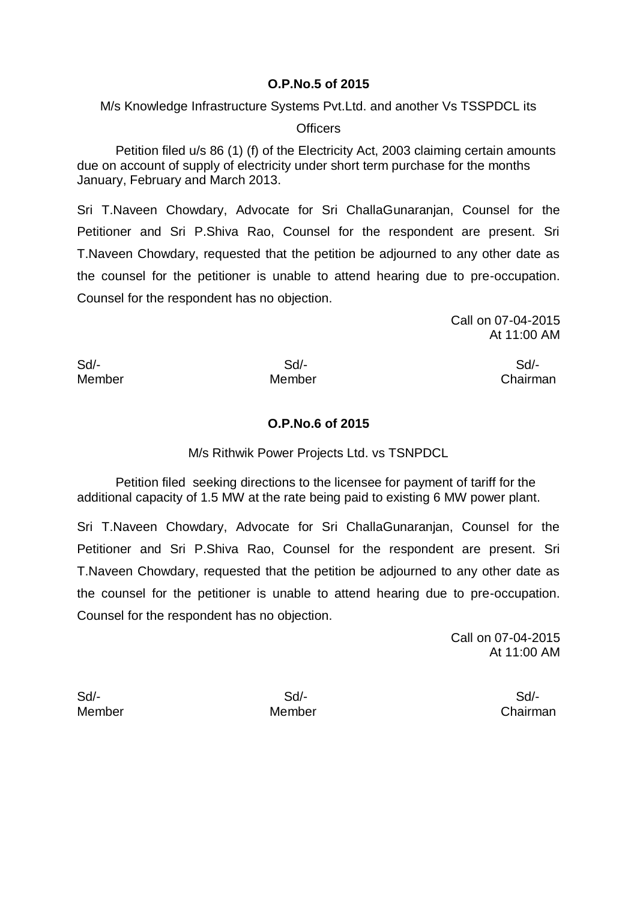**O.P.No.5 of 2015**

M/s Knowledge Infrastructure Systems Pvt.Ltd. and another Vs TSSPDCL its Officers

Petition filed u/s 86 (1) (f) of the Electricity Act, 2003 claiming certain amounts due on account of supply of electricity under short term purchase for the months January, February and March 2013.

Sri T.Naveen Chowdary, Advocate for Sri ChallaGunaranjan, Counsel for the Petitioner and Sri P.Shiva Rao, Counsel for the respondent are present. Sri T.Naveen Chowdary, requested that the petition be adjourned to any other date as the counsel for the petitioner is unable to attend hearing due to pre-occupation. Counsel for the respondent has no objection.

Call on 07-04-2015
At 11:00 AM

| Sd/- | Sd/- | Sd/- |
|---|---|---|
| Member | Member | Chairman |

**O.P.No.6 of 2015**

M/s Rithwik Power Projects Ltd. vs TSNPDCL

Petition filed seeking directions to the licensee for payment of tariff for the additional capacity of 1.5 MW at the rate being paid to existing 6 MW power plant.

Sri T.Naveen Chowdary, Advocate for Sri ChallaGunaranjan, Counsel for the Petitioner and Sri P.Shiva Rao, Counsel for the respondent are present. Sri T.Naveen Chowdary, requested that the petition be adjourned to any other date as the counsel for the petitioner is unable to attend hearing due to pre-occupation. Counsel for the respondent has no objection.

Call on 07-04-2015
At 11:00 AM

| Sd/- | Sd/- | Sd/- |
|---|---|---|
| Member | Member | Chairman |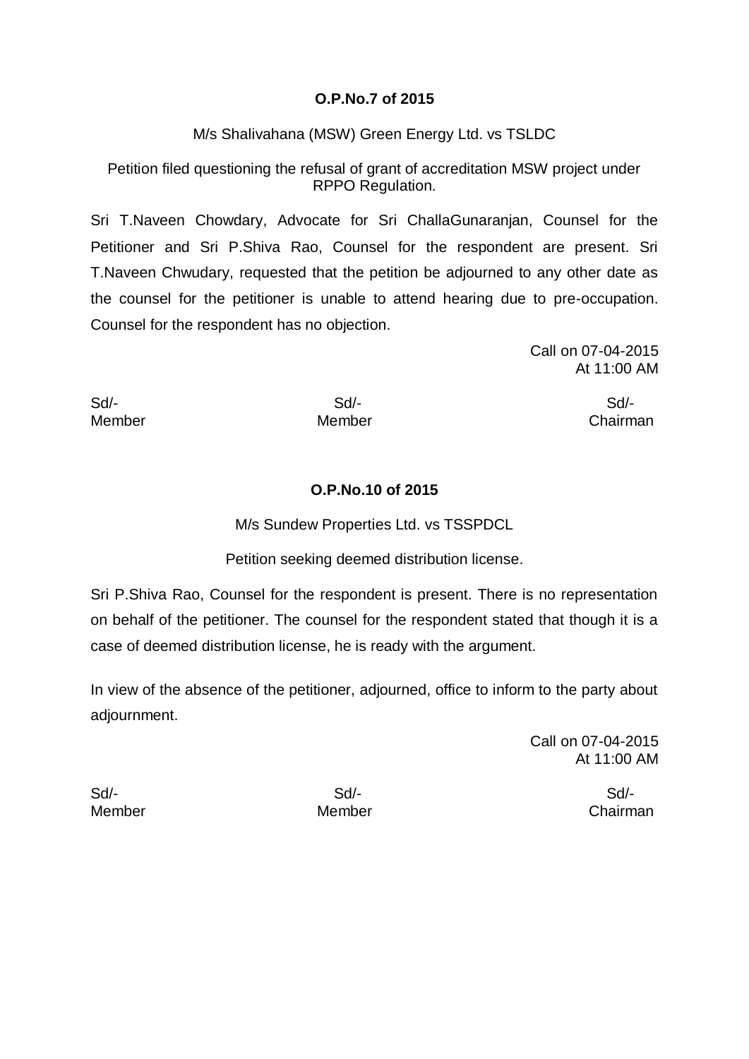**O.P.No.7 of 2015**

M/s Shalivahana (MSW) Green Energy Ltd. vs TSLDC

Petition filed questioning the refusal of grant of accreditation MSW project under RPPO Regulation.

Sri T.Naveen Chowdary, Advocate for Sri ChallaGunaranjan, Counsel for the Petitioner and Sri P.Shiva Rao, Counsel for the respondent are present. Sri T.Naveen Chwudary, requested that the petition be adjourned to any other date as the counsel for the petitioner is unable to attend hearing due to pre-occupation. Counsel for the respondent has no objection.

Call on 07-04-2015
At 11:00 AM

| | | |
|---|---|---|
| Sd/- | Sd/- | Sd/- |
| Member | Member | Chairman |

**O.P.No.10 of 2015**

M/s Sundew Properties Ltd. vs TSSPDCL

Petition seeking deemed distribution license.

Sri P.Shiva Rao, Counsel for the respondent is present. There is no representation on behalf of the petitioner. The counsel for the respondent stated that though it is a case of deemed distribution license, he is ready with the argument.

In view of the absence of the petitioner, adjourned, office to inform to the party about adjournment.

Call on 07-04-2015
At 11:00 AM

| | | |
|---|---|---|
| Sd/- | Sd/- | Sd/- |
| Member | Member | Chairman |